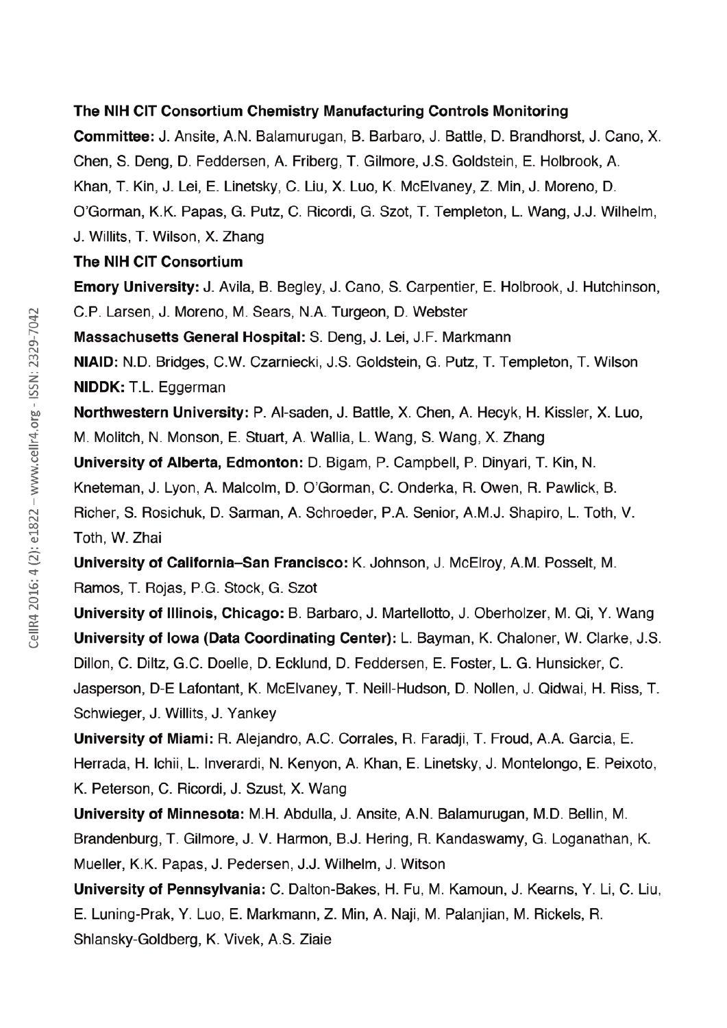**The NIH CIT Consortium Chemistry Manufacturing Controls Monitoring Committee:** J. Ansite, A.N. Balamurugan, B. Barbaro, J. Battle, D. Brandhorst, J. Cano, X. Chen, S. Deng, D. Feddersen, A. Friberg, T. Gilmore, J.S. Goldstein, E. Holbrook, A. Khan, T. Kin, J. Lei, E. Linetsky, C. Liu, X. Luo, K. McElvaney, Z. Min, J. Moreno, D. O'Gorman, K.K. Papas, G. Putz, C. Ricordi, G. Szot, T. Templeton, L. Wang, J.J. Wilhelm, J. Willits, T. Wilson, X. Zhang

**The NIH CIT Consortium**

**Emory University:** J. Avila, B. Begley, J. Cano, S. Carpentier, E. Holbrook, J. Hutchinson, C.P. Larsen, J. Moreno, M. Sears, N.A. Turgeon, D. Webster

**Massachusetts General Hospital:** S. Deng, J. Lei, J.F. Markmann

**NIAID:** N.D. Bridges, C.W. Czarniecki, J.S. Goldstein, G. Putz, T. Templeton, T. Wilson

**NIDDK:** T.L. Eggerman

**Northwestern University:** P. Al-saden, J. Battle, X. Chen, A. Hecyk, H. Kissler, X. Luo, M. Molitch, N. Monson, E. Stuart, A. Wallia, L. Wang, S. Wang, X. Zhang

**University of Alberta, Edmonton:** D. Bigam, P. Campbell, P. Dinyari, T. Kin, N. Kneteman, J. Lyon, A. Malcolm, D. O'Gorman, C. Onderka, R. Owen, R. Pawlick, B. Richer, S. Rosichuk, D. Sarman, A. Schroeder, P.A. Senior, A.M.J. Shapiro, L. Toth, V. Toth, W. Zhai

**University of California–San Francisco:** K. Johnson, J. McElroy, A.M. Posselt, M. Ramos, T. Rojas, P.G. Stock, G. Szot

**University of Illinois, Chicago:** B. Barbaro, J. Martellotto, J. Oberholzer, M. Qi, Y. Wang

**University of Iowa (Data Coordinating Center):** L. Bayman, K. Chaloner, W. Clarke, J.S. Dillon, C. Diltz, G.C. Doelle, D. Ecklund, D. Feddersen, E. Foster, L. G. Hunsicker, C. Jasperson, D-E Lafontant, K. McElvaney, T. Neill-Hudson, D. Nollen, J. Qidwai, H. Riss, T. Schwieger, J. Willits, J. Yankey

**University of Miami:** R. Alejandro, A.C. Corrales, R. Faradji, T. Froud, A.A. Garcia, E. Herrada, H. Ichii, L. Inverardi, N. Kenyon, A. Khan, E. Linetsky, J. Montelongo, E. Peixoto, K. Peterson, C. Ricordi, J. Szust, X. Wang

**University of Minnesota:** M.H. Abdulla, J. Ansite, A.N. Balamurugan, M.D. Bellin, M. Brandenburg, T. Gilmore, J. V. Harmon, B.J. Hering, R. Kandaswamy, G. Loganathan, K. Mueller, K.K. Papas, J. Pedersen, J.J. Wilhelm, J. Witson

**University of Pennsylvania:** C. Dalton-Bakes, H. Fu, M. Kamoun, J. Kearns, Y. Li, C. Liu, E. Luning-Prak, Y. Luo, E. Markmann, Z. Min, A. Naji, M. Palanjian, M. Rickels, R. Shlansky-Goldberg, K. Vivek, A.S. Ziaie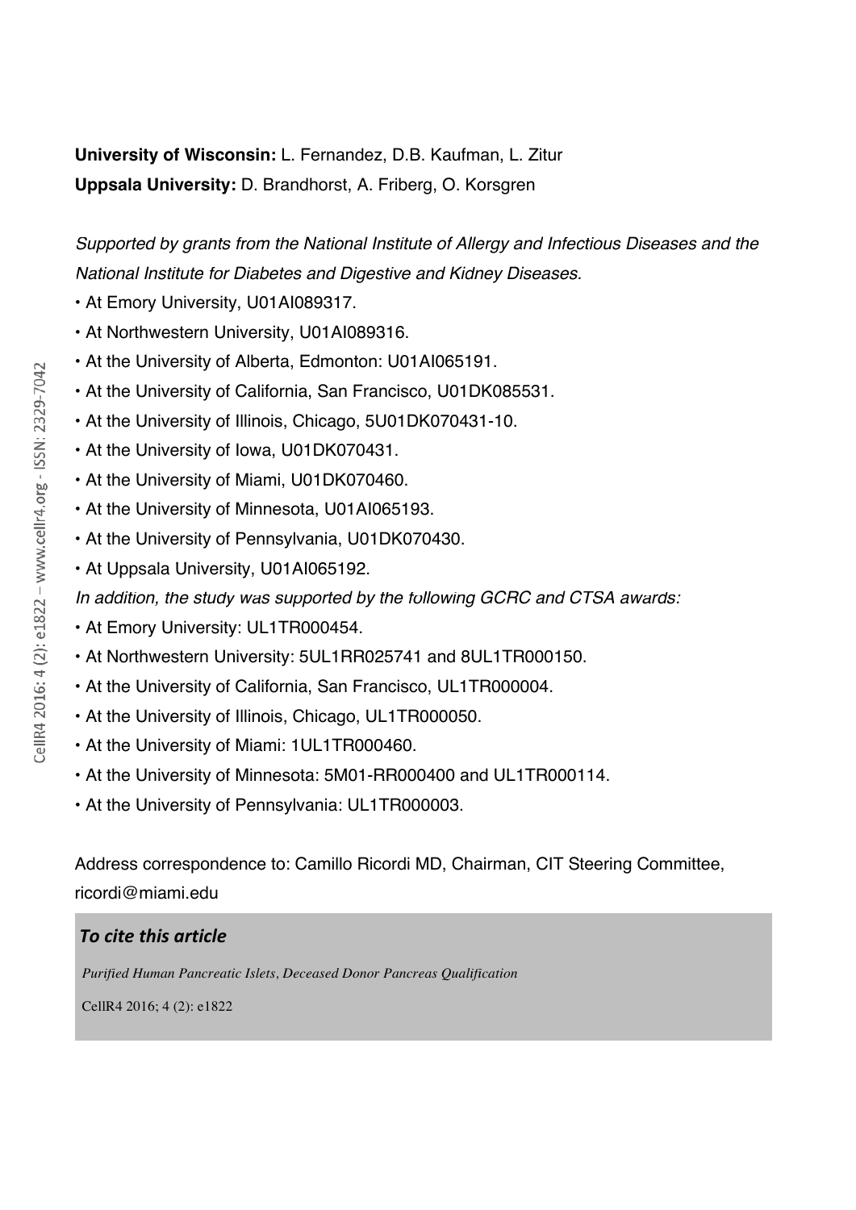**University of Wisconsin:** L. Fernandez, D.B. Kaufman, L. Zitur

**Uppsala University:** D. Brandhorst, A. Friberg, O. Korsgren

*Supported by grants from the National Institute of Allergy and Infectious Diseases and the National Institute for Diabetes and Digestive and Kidney Diseases.*

- At Emory University, U01AI089317.
- At Northwestern University, U01AI089316.
- At the University of Alberta, Edmonton: U01AI065191.
- At the University of California, San Francisco, U01DK085531.
- At the University of Illinois, Chicago, 5U01DK070431-10.
- At the University of Iowa, U01DK070431.
- At the University of Miami, U01DK070460.
- At the University of Minnesota, U01AI065193.
- At the University of Pennsylvania, U01DK070430.
- At Uppsala University, U01AI065192.

*In addition, the study was supported by the following GCRC and CTSA awards:*

- At Emory University: UL1TR000454.
- At Northwestern University: 5UL1RR025741 and 8UL1TR000150.
- At the University of California, San Francisco, UL1TR000004.
- At the University of Illinois, Chicago, UL1TR000050.
- At the University of Miami: 1UL1TR000460.
- At the University of Minnesota: 5M01-RR000400 and UL1TR000114.
- At the University of Pennsylvania: UL1TR000003.

Address correspondence to: Camillo Ricordi MD, Chairman, CIT Steering Committee, ricordi@miami.edu

***To cite this article***

*Purified Human Pancreatic Islets, Deceased Donor Pancreas Qualification*

CellR4 2016; 4 (2): e1822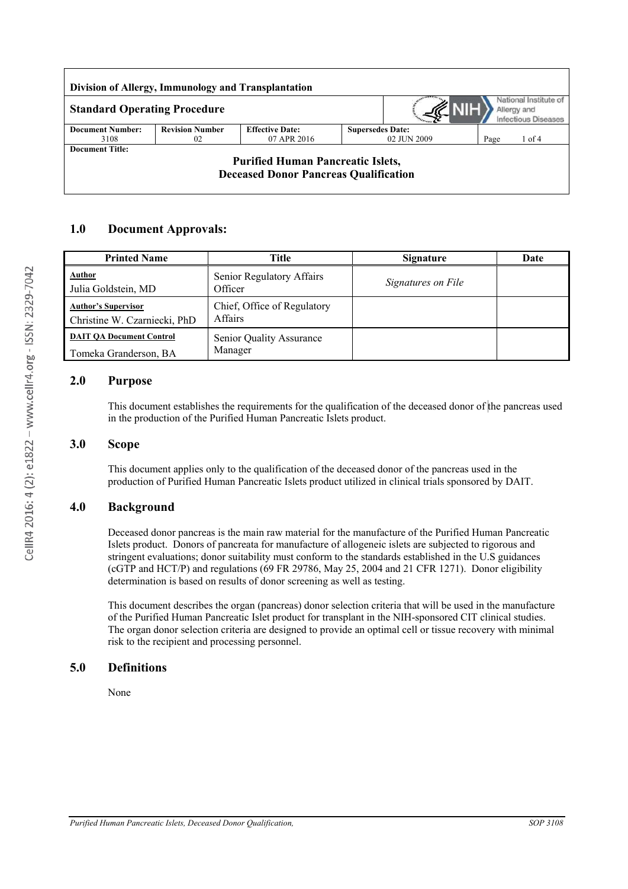| Division of Allergy, Immunology and Transplantation | | | | |
|---|---|---|---|---|
| **Standard Operating Procedure** | | | | |
| **Document Number:** 3108 | **Revision Number** 02 | **Effective Date:** 07 APR 2016 | **Supersedes Date:** 02 JUN 2009 | Page 1 of 4 |
| **Document Title:** Purified Human Pancreatic Islets, Deceased Donor Pancreas Qualification | | | | |

## 1.0 Document Approvals:

| Printed Name | Title | Signature | Date |
|---|---|---|---|
| **Author** Julia Goldstein, MD | Senior Regulatory Affairs Officer | *Signatures on File* | |
| **Author's Supervisor** Christine W. Czarniecki, PhD | Chief, Office of Regulatory Affairs | | |
| **DAIT QA Document Control** Tomeka Granderson, BA | Senior Quality Assurance Manager | | |

## 2.0 Purpose

This document establishes the requirements for the qualification of the deceased donor of the pancreas used in the production of the Purified Human Pancreatic Islets product.

## 3.0 Scope

This document applies only to the qualification of the deceased donor of the pancreas used in the production of Purified Human Pancreatic Islets product utilized in clinical trials sponsored by DAIT.

## 4.0 Background

Deceased donor pancreas is the main raw material for the manufacture of the Purified Human Pancreatic Islets product. Donors of pancreata for manufacture of allogeneic islets are subjected to rigorous and stringent evaluations; donor suitability must conform to the standards established in the U.S guidances (cGTP and HCT/P) and regulations (69 FR 29786, May 25, 2004 and 21 CFR 1271). Donor eligibility determination is based on results of donor screening as well as testing.

This document describes the organ (pancreas) donor selection criteria that will be used in the manufacture of the Purified Human Pancreatic Islet product for transplant in the NIH-sponsored CIT clinical studies. The organ donor selection criteria are designed to provide an optimal cell or tissue recovery with minimal risk to the recipient and processing personnel.

## 5.0 Definitions

None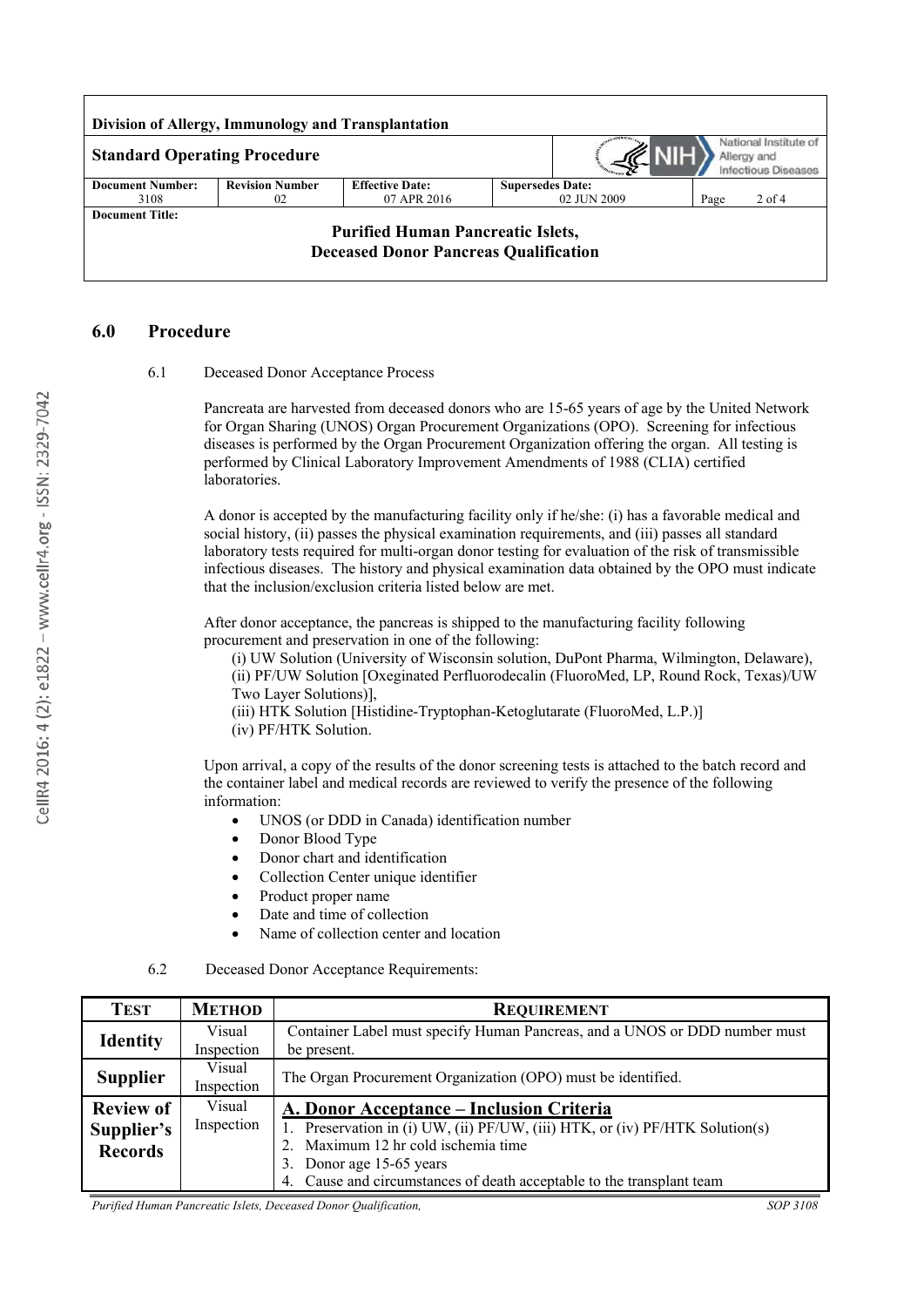## 6.0 Procedure

6.1 Deceased Donor Acceptance Process

Pancreata are harvested from deceased donors who are 15-65 years of age by the United Network for Organ Sharing (UNOS) Organ Procurement Organizations (OPO). Screening for infectious diseases is performed by the Organ Procurement Organization offering the organ. All testing is performed by Clinical Laboratory Improvement Amendments of 1988 (CLIA) certified laboratories.

A donor is accepted by the manufacturing facility only if he/she: (i) has a favorable medical and social history, (ii) passes the physical examination requirements, and (iii) passes all standard laboratory tests required for multi-organ donor testing for evaluation of the risk of transmissible infectious diseases. The history and physical examination data obtained by the OPO must indicate that the inclusion/exclusion criteria listed below are met.

After donor acceptance, the pancreas is shipped to the manufacturing facility following procurement and preservation in one of the following:

(i) UW Solution (University of Wisconsin solution, DuPont Pharma, Wilmington, Delaware),
(ii) PF/UW Solution [Oxeginated Perfluorodecalin (FluoroMed, LP, Round Rock, Texas)/UW Two Layer Solutions)],
(iii) HTK Solution [Histidine-Tryptophan-Ketoglutarate (FluoroMed, L.P.)]
(iv) PF/HTK Solution.

Upon arrival, a copy of the results of the donor screening tests is attached to the batch record and the container label and medical records are reviewed to verify the presence of the following information:

- UNOS (or DDD in Canada) identification number
- Donor Blood Type
- Donor chart and identification
- Collection Center unique identifier
- Product proper name
- Date and time of collection
- Name of collection center and location

6.2 Deceased Donor Acceptance Requirements:

| TEST | METHOD | REQUIREMENT |
|---|---|---|
| **Identity** | Visual Inspection | Container Label must specify Human Pancreas, and a UNOS or DDD number must be present. |
| **Supplier** | Visual Inspection | The Organ Procurement Organization (OPO) must be identified. |
| **Review of Supplier's Records** | Visual Inspection | **A. Donor Acceptance – Inclusion Criteria**<br>1. Preservation in (i) UW, (ii) PF/UW, (iii) HTK, or (iv) PF/HTK Solution(s)<br>2. Maximum 12 hr cold ischemia time<br>3. Donor age 15-65 years<br>4. Cause and circumstances of death acceptable to the transplant team |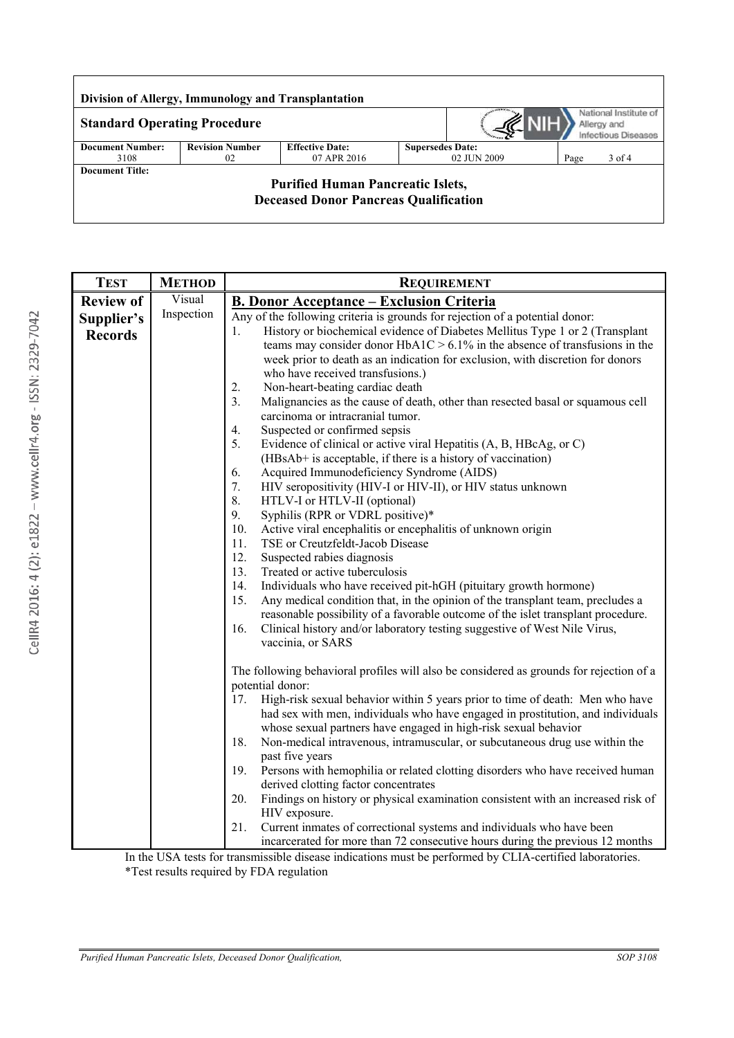| **Test** | **Method** | **Requirement** |
| --- | --- | --- |
| **Review of Supplier's Records** | Visual Inspection | **B. Donor Acceptance – Exclusion Criteria**<br>Any of the following criteria is grounds for rejection of a potential donor:<br>1. History or biochemical evidence of Diabetes Mellitus Type 1 or 2 (Transplant teams may consider donor HbA1C > 6.1% in the absence of transfusions in the week prior to death as an indication for exclusion, with discretion for donors who have received transfusions.)<br>2. Non-heart-beating cardiac death<br>3. Malignancies as the cause of death, other than resected basal or squamous cell carcinoma or intracranial tumor.<br>4. Suspected or confirmed sepsis<br>5. Evidence of clinical or active viral Hepatitis (A, B, HBcAg, or C) (HBsAb+ is acceptable, if there is a history of vaccination)<br>6. Acquired Immunodeficiency Syndrome (AIDS)<br>7. HIV seropositivity (HIV-I or HIV-II), or HIV status unknown<br>8. HTLV-I or HTLV-II (optional)<br>9. Syphilis (RPR or VDRL positive)*<br>10. Active viral encephalitis or encephalitis of unknown origin<br>11. TSE or Creutzfeldt-Jacob Disease<br>12. Suspected rabies diagnosis<br>13. Treated or active tuberculosis<br>14. Individuals who have received pit-hGH (pituitary growth hormone)<br>15. Any medical condition that, in the opinion of the transplant team, precludes a reasonable possibility of a favorable outcome of the islet transplant procedure.<br>16. Clinical history and/or laboratory testing suggestive of West Nile Virus, vaccinia, or SARS<br><br>The following behavioral profiles will also be considered as grounds for rejection of a potential donor:<br>17. High-risk sexual behavior within 5 years prior to time of death: Men who have had sex with men, individuals who have engaged in prostitution, and individuals whose sexual partners have engaged in high-risk sexual behavior<br>18. Non-medical intravenous, intramuscular, or subcutaneous drug use within the past five years<br>19. Persons with hemophilia or related clotting disorders who have received human derived clotting factor concentrates<br>20. Findings on history or physical examination consistent with an increased risk of HIV exposure.<br>21. Current inmates of correctional systems and individuals who have been incarcerated for more than 72 consecutive hours during the previous 12 months |

In the USA tests for transmissible disease indications must be performed by CLIA-certified laboratories.

*Test results required by FDA regulation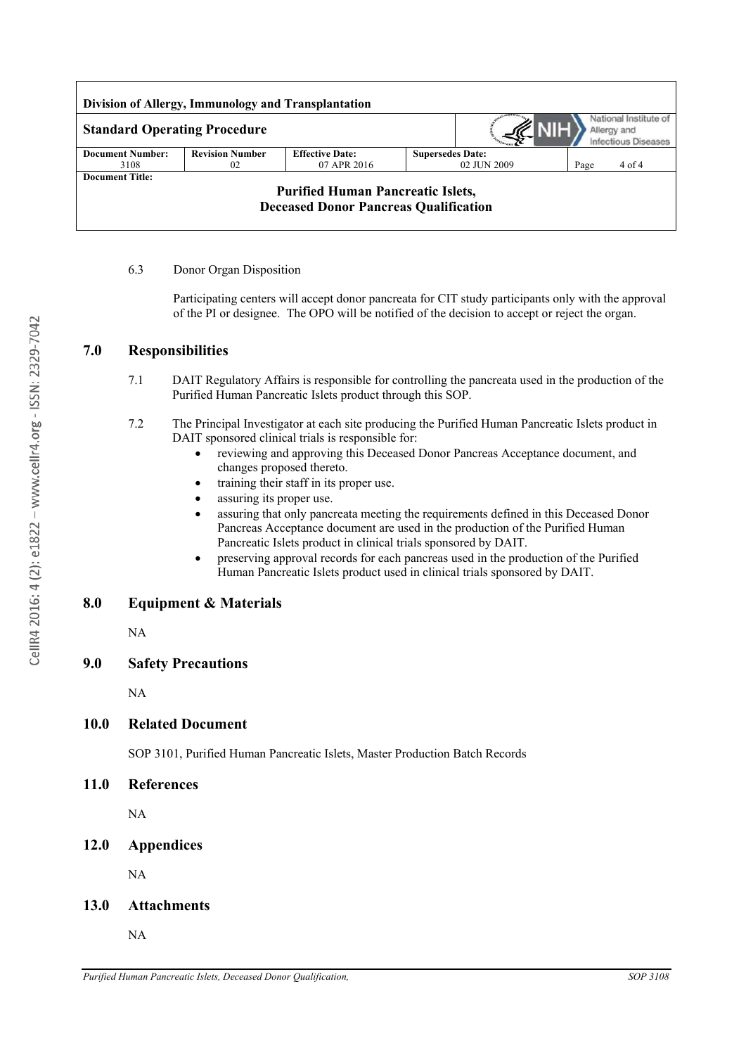6.3 Donor Organ Disposition

Participating centers will accept donor pancreata for CIT study participants only with the approval of the PI or designee. The OPO will be notified of the decision to accept or reject the organ.

## 7.0 Responsibilities

7.1 DAIT Regulatory Affairs is responsible for controlling the pancreata used in the production of the Purified Human Pancreatic Islets product through this SOP.

7.2 The Principal Investigator at each site producing the Purified Human Pancreatic Islets product in DAIT sponsored clinical trials is responsible for:

- reviewing and approving this Deceased Donor Pancreas Acceptance document, and changes proposed thereto.
- training their staff in its proper use.
- assuring its proper use.
- assuring that only pancreata meeting the requirements defined in this Deceased Donor Pancreas Acceptance document are used in the production of the Purified Human Pancreatic Islets product in clinical trials sponsored by DAIT.
- preserving approval records for each pancreas used in the production of the Purified Human Pancreatic Islets product used in clinical trials sponsored by DAIT.

## 8.0 Equipment & Materials

NA

## 9.0 Safety Precautions

NA

## 10.0 Related Document

SOP 3101, Purified Human Pancreatic Islets, Master Production Batch Records

## 11.0 References

NA

## 12.0 Appendices

NA

## 13.0 Attachments

NA